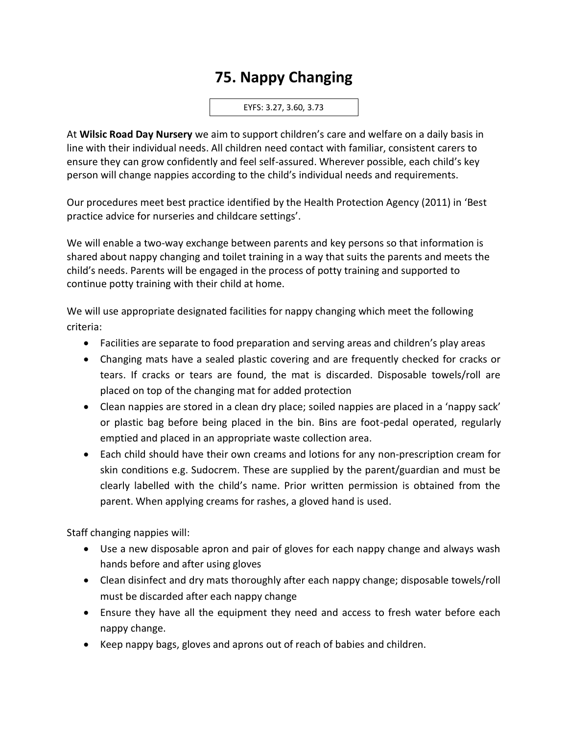# 75. Nappy Changing

EYFS: 3.27, 3.60, 3.73

At **Wilsic Road Day Nursery** we aim to support children's care and welfare on a daily basis in line with their individual needs. All children need contact with familiar, consistent carers to ensure they can grow confidently and feel self-assured. Wherever possible, each child's key person will change nappies according to the child's individual needs and requirements.

Our procedures meet best practice identified by the Health Protection Agency (2011) in 'Best practice advice for nurseries and childcare settings'.

We will enable a two-way exchange between parents and key persons so that information is shared about nappy changing and toilet training in a way that suits the parents and meets the child's needs. Parents will be engaged in the process of potty training and supported to continue potty training with their child at home.

We will use appropriate designated facilities for nappy changing which meet the following criteria:

- Facilities are separate to food preparation and serving areas and children's play areas
- Changing mats have a sealed plastic covering and are frequently checked for cracks or tears. If cracks or tears are found, the mat is discarded. Disposable towels/roll are placed on top of the changing mat for added protection
- Clean nappies are stored in a clean dry place; soiled nappies are placed in a 'nappy sack' or plastic bag before being placed in the bin. Bins are foot-pedal operated, regularly emptied and placed in an appropriate waste collection area.
- Each child should have their own creams and lotions for any non-prescription cream for skin conditions e.g. Sudocrem. These are supplied by the parent/guardian and must be clearly labelled with the child's name. Prior written permission is obtained from the parent. When applying creams for rashes, a gloved hand is used.

Staff changing nappies will:

- Use a new disposable apron and pair of gloves for each nappy change and always wash hands before and after using gloves
- Clean disinfect and dry mats thoroughly after each nappy change; disposable towels/roll must be discarded after each nappy change
- Ensure they have all the equipment they need and access to fresh water before each nappy change.
- Keep nappy bags, gloves and aprons out of reach of babies and children.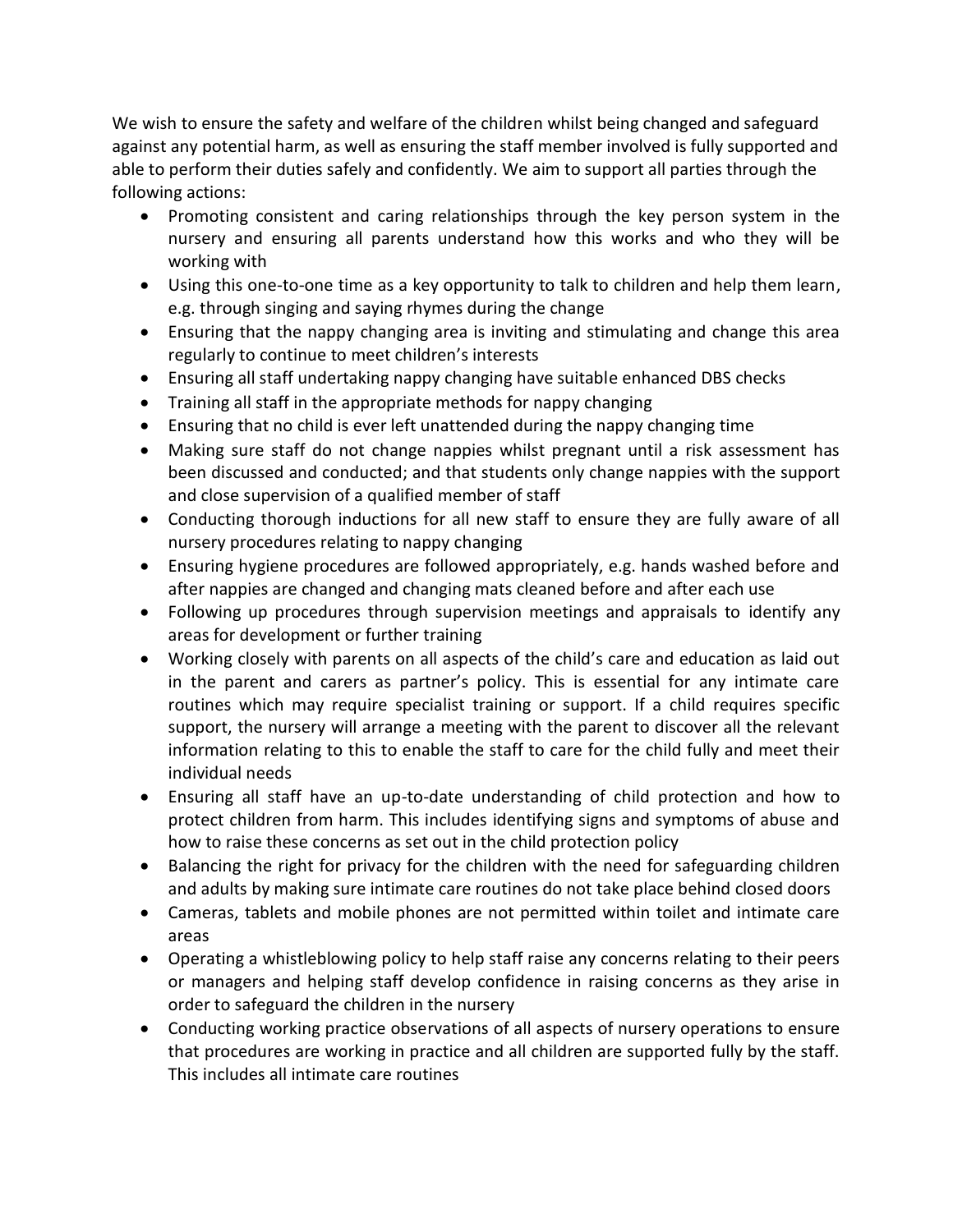We wish to ensure the safety and welfare of the children whilst being changed and safeguard against any potential harm, as well as ensuring the staff member involved is fully supported and able to perform their duties safely and confidently. We aim to support all parties through the following actions:

- Promoting consistent and caring relationships through the key person system in the nursery and ensuring all parents understand how this works and who they will be working with
- Using this one-to-one time as a key opportunity to talk to children and help them learn, e.g. through singing and saying rhymes during the change
- Ensuring that the nappy changing area is inviting and stimulating and change this area regularly to continue to meet children's interests
- Ensuring all staff undertaking nappy changing have suitable enhanced DBS checks
- Training all staff in the appropriate methods for nappy changing
- Ensuring that no child is ever left unattended during the nappy changing time
- Making sure staff do not change nappies whilst pregnant until a risk assessment has been discussed and conducted; and that students only change nappies with the support and close supervision of a qualified member of staff
- Conducting thorough inductions for all new staff to ensure they are fully aware of all nursery procedures relating to nappy changing
- Ensuring hygiene procedures are followed appropriately, e.g. hands washed before and after nappies are changed and changing mats cleaned before and after each use
- Following up procedures through supervision meetings and appraisals to identify any areas for development or further training
- Working closely with parents on all aspects of the child's care and education as laid out in the parent and carers as partner's policy. This is essential for any intimate care routines which may require specialist training or support. If a child requires specific support, the nursery will arrange a meeting with the parent to discover all the relevant information relating to this to enable the staff to care for the child fully and meet their individual needs
- Ensuring all staff have an up-to-date understanding of child protection and how to protect children from harm. This includes identifying signs and symptoms of abuse and how to raise these concerns as set out in the child protection policy
- Balancing the right for privacy for the children with the need for safeguarding children and adults by making sure intimate care routines do not take place behind closed doors
- Cameras, tablets and mobile phones are not permitted within toilet and intimate care areas
- Operating a whistleblowing policy to help staff raise any concerns relating to their peers or managers and helping staff develop confidence in raising concerns as they arise in order to safeguard the children in the nursery
- Conducting working practice observations of all aspects of nursery operations to ensure that procedures are working in practice and all children are supported fully by the staff. This includes all intimate care routines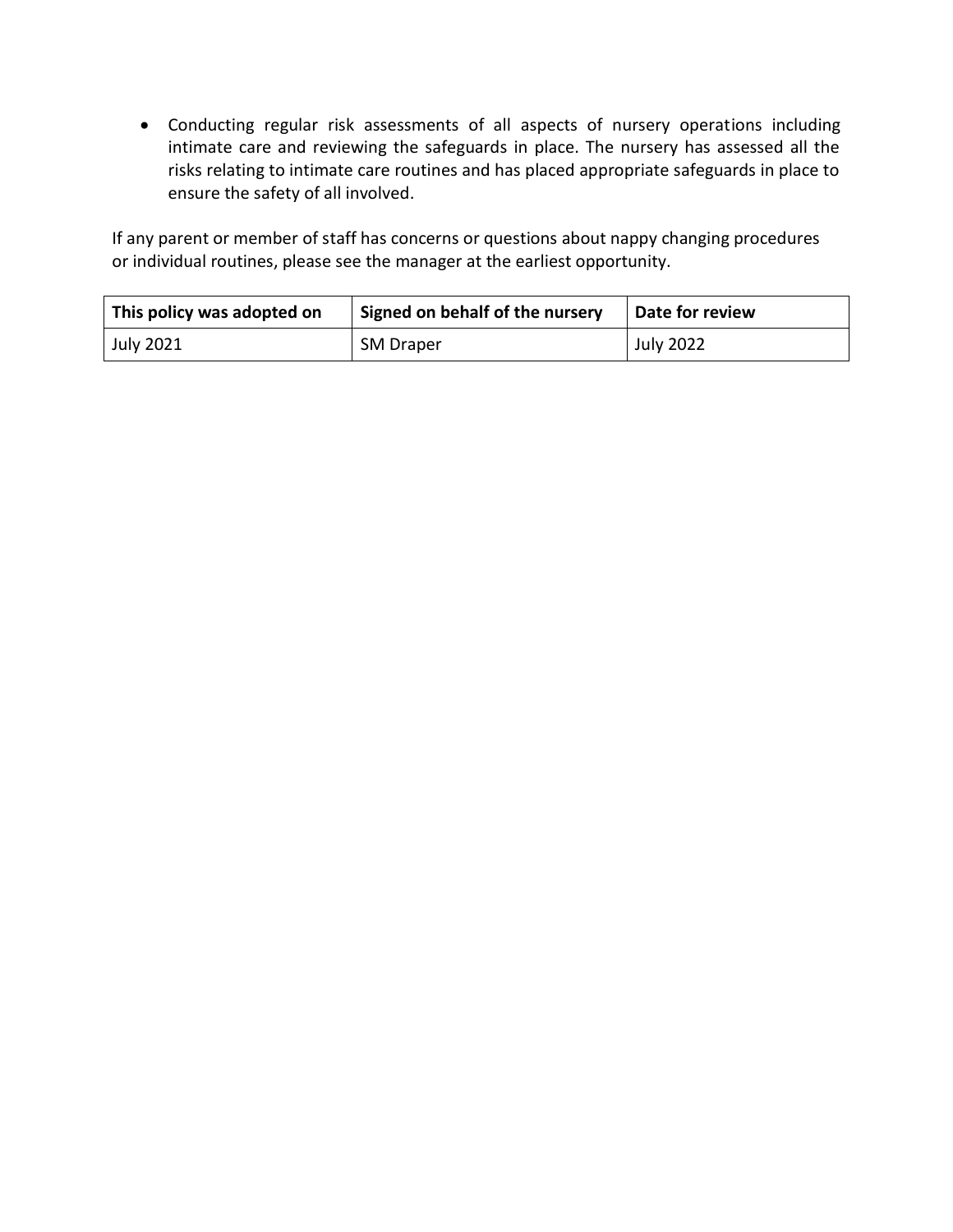- Conducting regular risk assessments of all aspects of nursery operations including intimate care and reviewing the safeguards in place. The nursery has assessed all the risks relating to intimate care routines and has placed appropriate safeguards in place to ensure the safety of all involved.

If any parent or member of staff has concerns or questions about nappy changing procedures or individual routines, please see the manager at the earliest opportunity.

| This policy was adopted on | Signed on behalf of the nursery | Date for review |
|---|---|---|
| July 2021 | SM Draper | July 2022 |